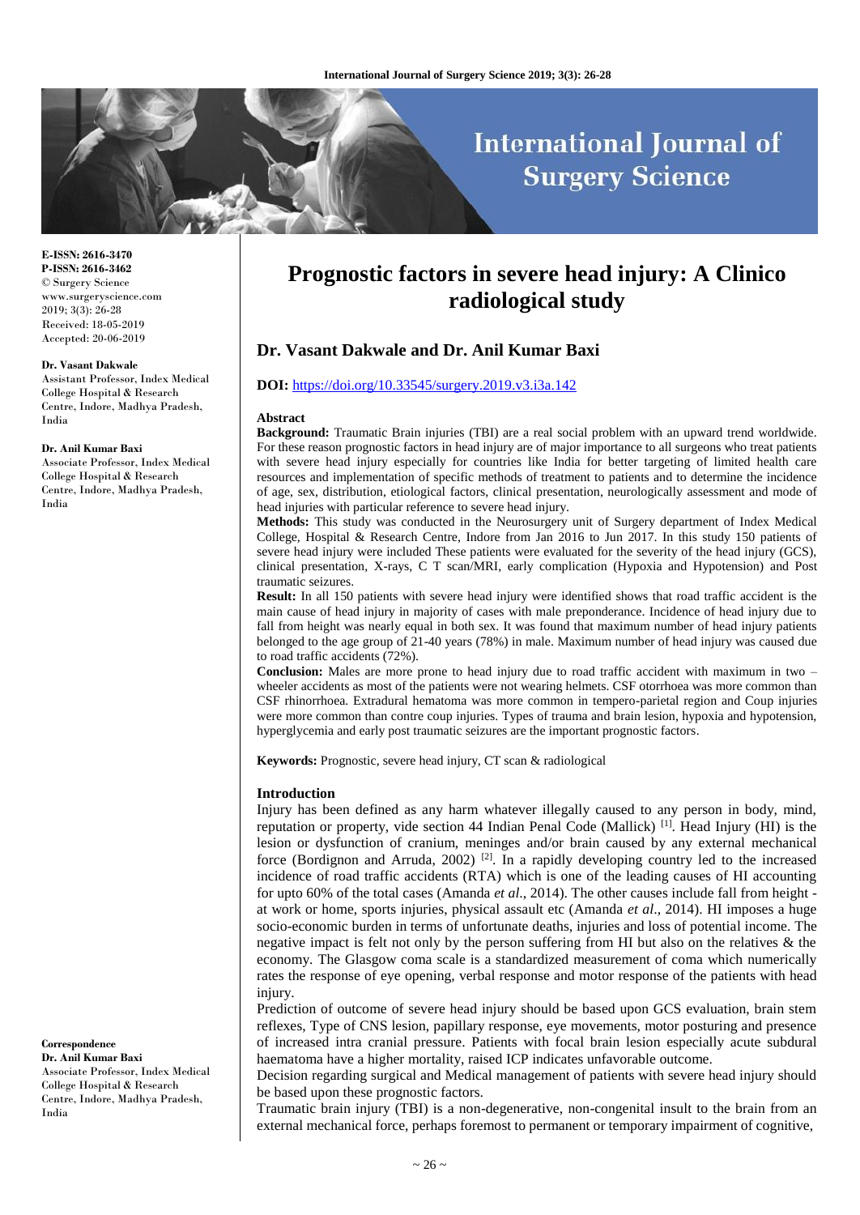**E-ISSN: 2616-3470**
**P-ISSN: 2616-3462**
© Surgery Science
www.surgeryscience.com
2019; 3(3): 26-28
Received: 18-05-2019
Accepted: 20-06-2019

**Dr. Vasant Dakwale**
Assistant Professor, Index Medical College Hospital & Research Centre, Indore, Madhya Pradesh, India

**Dr. Anil Kumar Baxi**
Associate Professor, Index Medical College Hospital & Research Centre, Indore, Madhya Pradesh, India

**Correspondence**
**Dr. Anil Kumar Baxi**
Associate Professor, Index Medical College Hospital & Research Centre, Indore, Madhya Pradesh, India

# Prognostic factors in severe head injury: A Clinico radiological study

## Dr. Vasant Dakwale and Dr. Anil Kumar Baxi

**DOI:** https://doi.org/10.33545/surgery.2019.v3.i3a.142

**Abstract**

**Background:** Traumatic Brain injuries (TBI) are a real social problem with an upward trend worldwide. For these reason prognostic factors in head injury are of major importance to all surgeons who treat patients with severe head injury especially for countries like India for better targeting of limited health care resources and implementation of specific methods of treatment to patients and to determine the incidence of age, sex, distribution, etiological factors, clinical presentation, neurologically assessment and mode of head injuries with particular reference to severe head injury.

**Methods:** This study was conducted in the Neurosurgery unit of Surgery department of Index Medical College, Hospital & Research Centre, Indore from Jan 2016 to Jun 2017. In this study 150 patients of severe head injury were included These patients were evaluated for the severity of the head injury (GCS), clinical presentation, X-rays, C T scan/MRI, early complication (Hypoxia and Hypotension) and Post traumatic seizures.

**Result:** In all 150 patients with severe head injury were identified shows that road traffic accident is the main cause of head injury in majority of cases with male preponderance. Incidence of head injury due to fall from height was nearly equal in both sex. It was found that maximum number of head injury patients belonged to the age group of 21-40 years (78%) in male. Maximum number of head injury was caused due to road traffic accidents (72%).

**Conclusion:** Males are more prone to head injury due to road traffic accident with maximum in two – wheeler accidents as most of the patients were not wearing helmets. CSF otorrhoea was more common than CSF rhinorrhoea. Extradural hematoma was more common in tempero-parietal region and Coup injuries were more common than contre coup injuries. Types of trauma and brain lesion, hypoxia and hypotension, hyperglycemia and early post traumatic seizures are the important prognostic factors.

**Keywords:** Prognostic, severe head injury, CT scan & radiological

### Introduction

Injury has been defined as any harm whatever illegally caused to any person in body, mind, reputation or property, vide section 44 Indian Penal Code (Mallick) [1]. Head Injury (HI) is the lesion or dysfunction of cranium, meninges and/or brain caused by any external mechanical force (Bordignon and Arruda, 2002) [2]. In a rapidly developing country led to the increased incidence of road traffic accidents (RTA) which is one of the leading causes of HI accounting for upto 60% of the total cases (Amanda *et al*., 2014). The other causes include fall from height - at work or home, sports injuries, physical assault etc (Amanda *et al*., 2014). HI imposes a huge socio-economic burden in terms of unfortunate deaths, injuries and loss of potential income. The negative impact is felt not only by the person suffering from HI but also on the relatives & the economy. The Glasgow coma scale is a standardized measurement of coma which numerically rates the response of eye opening, verbal response and motor response of the patients with head injury.

Prediction of outcome of severe head injury should be based upon GCS evaluation, brain stem reflexes, Type of CNS lesion, papillary response, eye movements, motor posturing and presence of increased intra cranial pressure. Patients with focal brain lesion especially acute subdural haematoma have a higher mortality, raised ICP indicates unfavorable outcome.

Decision regarding surgical and Medical management of patients with severe head injury should be based upon these prognostic factors.

Traumatic brain injury (TBI) is a non-degenerative, non-congenital insult to the brain from an external mechanical force, perhaps foremost to permanent or temporary impairment of cognitive,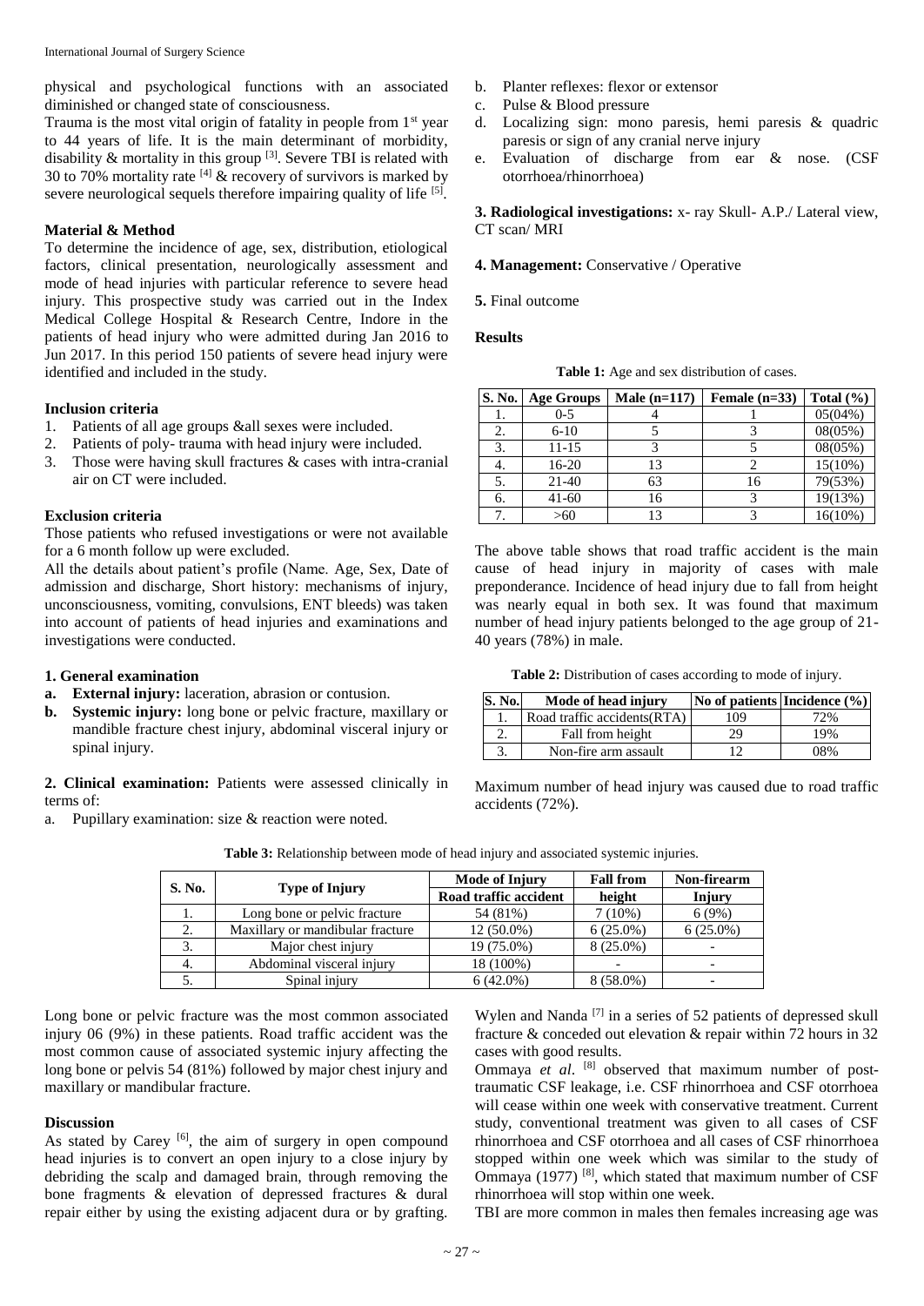physical and psychological functions with an associated diminished or changed state of consciousness.

Trauma is the most vital origin of fatality in people from 1st year to 44 years of life. It is the main determinant of morbidity, disability & mortality in this group [3]. Severe TBI is related with 30 to 70% mortality rate [4] & recovery of survivors is marked by severe neurological sequels therefore impairing quality of life [5].

## Material & Method

To determine the incidence of age, sex, distribution, etiological factors, clinical presentation, neurologically assessment and mode of head injuries with particular reference to severe head injury. This prospective study was carried out in the Index Medical College Hospital & Research Centre, Indore in the patients of head injury who were admitted during Jan 2016 to Jun 2017. In this period 150 patients of severe head injury were identified and included in the study.

### Inclusion criteria

1. Patients of all age groups &all sexes were included.
2. Patients of poly- trauma with head injury were included.
3. Those were having skull fractures & cases with intra-cranial air on CT were included.

### Exclusion criteria

Those patients who refused investigations or were not available for a 6 month follow up were excluded.

All the details about patient's profile (Name. Age, Sex, Date of admission and discharge, Short history: mechanisms of injury, unconsciousness, vomiting, convulsions, ENT bleeds) was taken into account of patients of head injuries and examinations and investigations were conducted.

### 1. General examination

**a. External injury:** laceration, abrasion or contusion.

**b. Systemic injury:** long bone or pelvic fracture, maxillary or mandible fracture chest injury, abdominal visceral injury or spinal injury.

**2. Clinical examination:** Patients were assessed clinically in terms of:

a. Pupillary examination: size & reaction were noted.
b. Planter reflexes: flexor or extensor
c. Pulse & Blood pressure
d. Localizing sign: mono paresis, hemi paresis & quadric paresis or sign of any cranial nerve injury
e. Evaluation of discharge from ear & nose. (CSF otorrhoea/rhinorrhoea)

**3. Radiological investigations:** x- ray Skull- A.P./ Lateral view, CT scan/ MRI

**4. Management:** Conservative / Operative

**5.** Final outcome

## Results

**Table 1:** Age and sex distribution of cases.

| S. No. | Age Groups | Male (n=117) | Female (n=33) | Total (%) |
|---|---|---|---|---|
| 1. | 0-5 | 4 | 1 | 05(04%) |
| 2. | 6-10 | 5 | 3 | 08(05%) |
| 3. | 11-15 | 3 | 5 | 08(05%) |
| 4. | 16-20 | 13 | 2 | 15(10%) |
| 5. | 21-40 | 63 | 16 | 79(53%) |
| 6. | 41-60 | 16 | 3 | 19(13%) |
| 7. | >60 | 13 | 3 | 16(10%) |

The above table shows that road traffic accident is the main cause of head injury in majority of cases with male preponderance. Incidence of head injury due to fall from height was nearly equal in both sex. It was found that maximum number of head injury patients belonged to the age group of 21-40 years (78%) in male.

**Table 2:** Distribution of cases according to mode of injury.

| S. No. | Mode of head injury | No of patients | Incidence (%) |
|---|---|---|---|
| 1. | Road traffic accidents(RTA) | 109 | 72% |
| 2. | Fall from height | 29 | 19% |
| 3. | Non-fire arm assault | 12 | 08% |

Maximum number of head injury was caused due to road traffic accidents (72%).

**Table 3:** Relationship between mode of head injury and associated systemic injuries.

| S. No. | Type of Injury | Mode of Injury | Fall from | Non-firearm |
|---|---|---|---|---|
| | | Road traffic accident | height | Injury |
| 1. | Long bone or pelvic fracture | 54 (81%) | 7 (10%) | 6 (9%) |
| 2. | Maxillary or mandibular fracture | 12 (50.0%) | 6 (25.0%) | 6 (25.0%) |
| 3. | Major chest injury | 19 (75.0%) | 8 (25.0%) | - |
| 4. | Abdominal visceral injury | 18 (100%) | - | - |
| 5. | Spinal injury | 6 (42.0%) | 8 (58.0%) | - |

Long bone or pelvic fracture was the most common associated injury 06 (9%) in these patients. Road traffic accident was the most common cause of associated systemic injury affecting the long bone or pelvis 54 (81%) followed by major chest injury and maxillary or mandibular fracture.

## Discussion

As stated by Carey [6], the aim of surgery in open compound head injuries is to convert an open injury to a close injury by debriding the scalp and damaged brain, through removing the bone fragments & elevation of depressed fractures & dural repair either by using the existing adjacent dura or by grafting. Wylen and Nanda [7] in a series of 52 patients of depressed skull fracture & conceded out elevation & repair within 72 hours in 32 cases with good results.

Ommaya *et al*. [8] observed that maximum number of post-traumatic CSF leakage, i.e. CSF rhinorrhoea and CSF otorrhoea will cease within one week with conservative treatment. Current study, conventional treatment was given to all cases of CSF rhinorrhoea and CSF otorrhoea and all cases of CSF rhinorrhoea stopped within one week which was similar to the study of Ommaya (1977) [8], which stated that maximum number of CSF rhinorrhoea will stop within one week.

TBI are more common in males then females increasing age was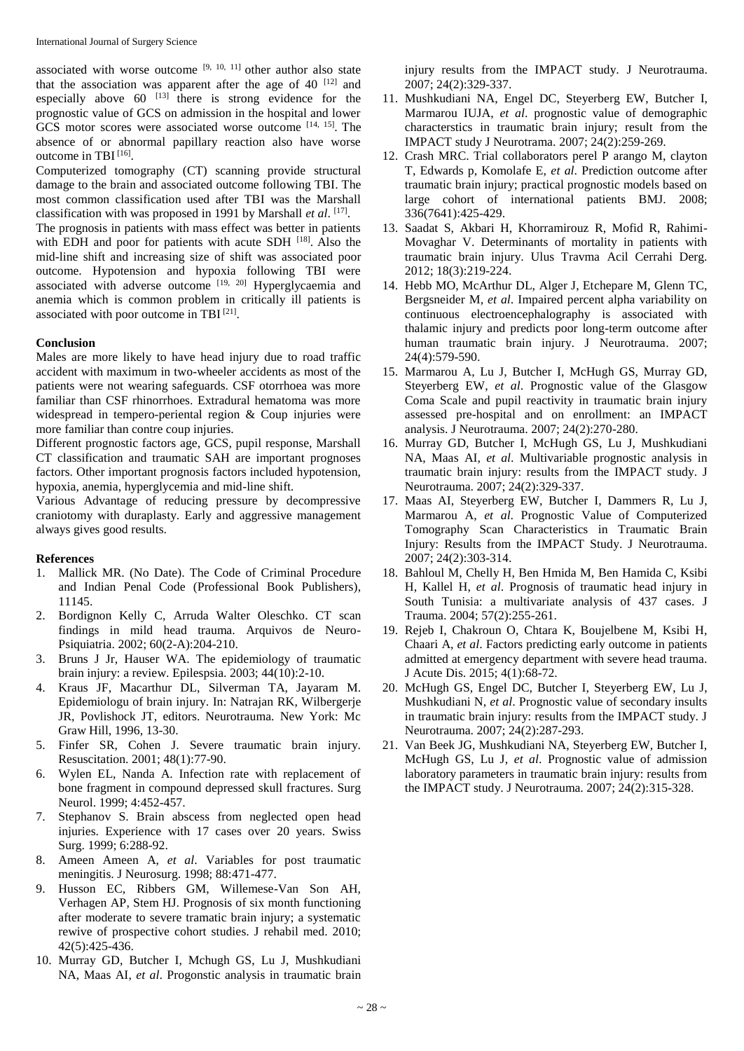associated with worse outcome [9, 10, 11] other author also state that the association was apparent after the age of 40 [12] and especially above 60 [13] there is strong evidence for the prognostic value of GCS on admission in the hospital and lower GCS motor scores were associated worse outcome [14, 15]. The absence of or abnormal papillary reaction also have worse outcome in TBI [16].

Computerized tomography (CT) scanning provide structural damage to the brain and associated outcome following TBI. The most common classification used after TBI was the Marshall classification with was proposed in 1991 by Marshall *et al*. [17].

The prognosis in patients with mass effect was better in patients with EDH and poor for patients with acute SDH [18]. Also the mid-line shift and increasing size of shift was associated poor outcome. Hypotension and hypoxia following TBI were associated with adverse outcome [19, 20] Hyperglycaemia and anemia which is common problem in critically ill patients is associated with poor outcome in TBI [21].

## Conclusion

Males are more likely to have head injury due to road traffic accident with maximum in two-wheeler accidents as most of the patients were not wearing safeguards. CSF otorrhoea was more familiar than CSF rhinorrhoes. Extradural hematoma was more widespread in tempero-periental region & Coup injuries were more familiar than contre coup injuries.

Different prognostic factors age, GCS, pupil response, Marshall CT classification and traumatic SAH are important prognoses factors. Other important prognosis factors included hypotension, hypoxia, anemia, hyperglycemia and mid-line shift.

Various Advantage of reducing pressure by decompressive craniotomy with duraplasty. Early and aggressive management always gives good results.

## References

1. Mallick MR. (No Date). The Code of Criminal Procedure and Indian Penal Code (Professional Book Publishers), 11145.
2. Bordignon Kelly C, Arruda Walter Oleschko. CT scan findings in mild head trauma. Arquivos de Neuro-Psiquiatria. 2002; 60(2-A):204-210.
3. Bruns J Jr, Hauser WA. The epidemiology of traumatic brain injury: a review. Epilespsia. 2003; 44(10):2-10.
4. Kraus JF, Macarthur DL, Silverman TA, Jayaram M. Epidemiologu of brain injury. In: Natrajan RK, Wilbergerje JR, Povlishock JT, editors. Neurotrauma. New York: Mc Graw Hill, 1996, 13-30.
5. Finfer SR, Cohen J. Severe traumatic brain injury. Resuscitation. 2001; 48(1):77-90.
6. Wylen EL, Nanda A. Infection rate with replacement of bone fragment in compound depressed skull fractures. Surg Neurol. 1999; 4:452-457.
7. Stephanov S. Brain abscess from neglected open head injuries. Experience with 17 cases over 20 years. Swiss Surg. 1999; 6:288-92.
8. Ameen Ameen A, *et al*. Variables for post traumatic meningitis. J Neurosurg. 1998; 88:471-477.
9. Husson EC, Ribbers GM, Willemese-Van Son AH, Verhagen AP, Stem HJ. Prognosis of six month functioning after moderate to severe tramatic brain injury; a systematic rewive of prospective cohort studies. J rehabil med. 2010; 42(5):425-436.
10. Murray GD, Butcher I, Mchugh GS, Lu J, Mushkudiani NA, Maas AI, *et al*. Progonstic analysis in traumatic brain injury results from the IMPACT study. J Neurotrauma. 2007; 24(2):329-337.
11. Mushkudiani NA, Engel DC, Steyerberg EW, Butcher I, Marmarou IUJA, *et al*. prognostic value of demographic characterstics in traumatic brain injury; result from the IMPACT study J Neurotrama. 2007; 24(2):259-269.
12. Crash MRC. Trial collaborators perel P arango M, clayton T, Edwards p, Komolafe E, *et al*. Prediction outcome after traumatic brain injury; practical prognostic models based on large cohort of international patients BMJ. 2008; 336(7641):425-429.
13. Saadat S, Akbari H, Khorramirouz R, Mofid R, Rahimi-Movaghar V. Determinants of mortality in patients with traumatic brain injury. Ulus Travma Acil Cerrahi Derg. 2012; 18(3):219-224.
14. Hebb MO, McArthur DL, Alger J, Etchepare M, Glenn TC, Bergsneider M, *et al*. Impaired percent alpha variability on continuous electroencephalography is associated with thalamic injury and predicts poor long-term outcome after human traumatic brain injury. J Neurotrauma. 2007; 24(4):579-590.
15. Marmarou A, Lu J, Butcher I, McHugh GS, Murray GD, Steyerberg EW, *et al*. Prognostic value of the Glasgow Coma Scale and pupil reactivity in traumatic brain injury assessed pre-hospital and on enrollment: an IMPACT analysis. J Neurotrauma. 2007; 24(2):270-280.
16. Murray GD, Butcher I, McHugh GS, Lu J, Mushkudiani NA, Maas AI, *et al*. Multivariable prognostic analysis in traumatic brain injury: results from the IMPACT study. J Neurotrauma. 2007; 24(2):329-337.
17. Maas AI, Steyerberg EW, Butcher I, Dammers R, Lu J, Marmarou A, *et al*. Prognostic Value of Computerized Tomography Scan Characteristics in Traumatic Brain Injury: Results from the IMPACT Study. J Neurotrauma. 2007; 24(2):303-314.
18. Bahloul M, Chelly H, Ben Hmida M, Ben Hamida C, Ksibi H, Kallel H, *et al*. Prognosis of traumatic head injury in South Tunisia: a multivariate analysis of 437 cases. J Trauma. 2004; 57(2):255-261.
19. Rejeb I, Chakroun O, Chtara K, Boujelbene M, Ksibi H, Chaari A, *et al*. Factors predicting early outcome in patients admitted at emergency department with severe head trauma. J Acute Dis. 2015; 4(1):68-72.
20. McHugh GS, Engel DC, Butcher I, Steyerberg EW, Lu J, Mushkudiani N, *et al*. Prognostic value of secondary insults in traumatic brain injury: results from the IMPACT study. J Neurotrauma. 2007; 24(2):287-293.
21. Van Beek JG, Mushkudiani NA, Steyerberg EW, Butcher I, McHugh GS, Lu J, *et al*. Prognostic value of admission laboratory parameters in traumatic brain injury: results from the IMPACT study. J Neurotrauma. 2007; 24(2):315-328.